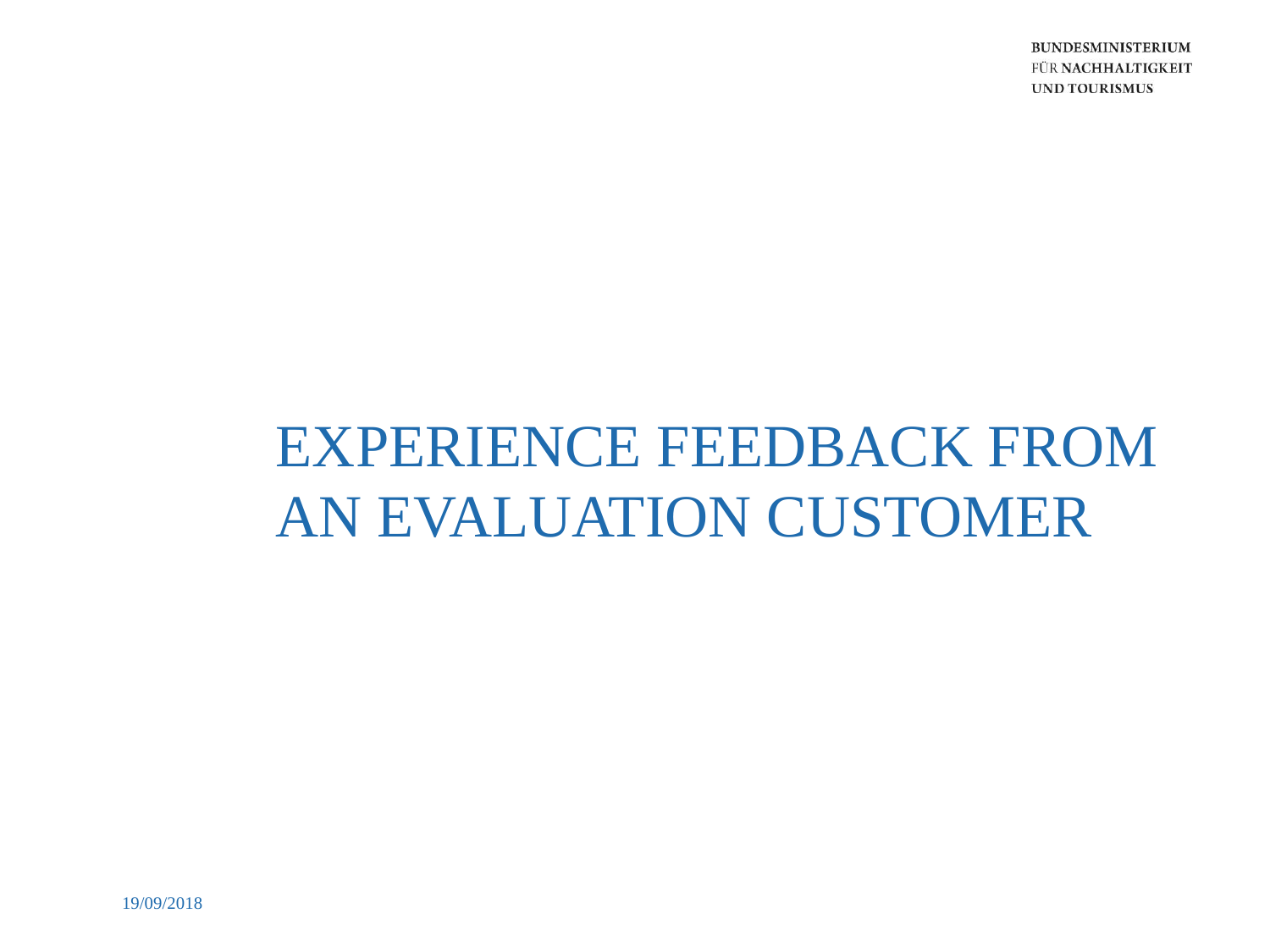BUNDESMINISTERIUM
FÜR NACHHALTIGKEIT
UND TOURISMUS

# EXPERIENCE FEEDBACK FROM AN EVALUATION CUSTOMER

19/09/2018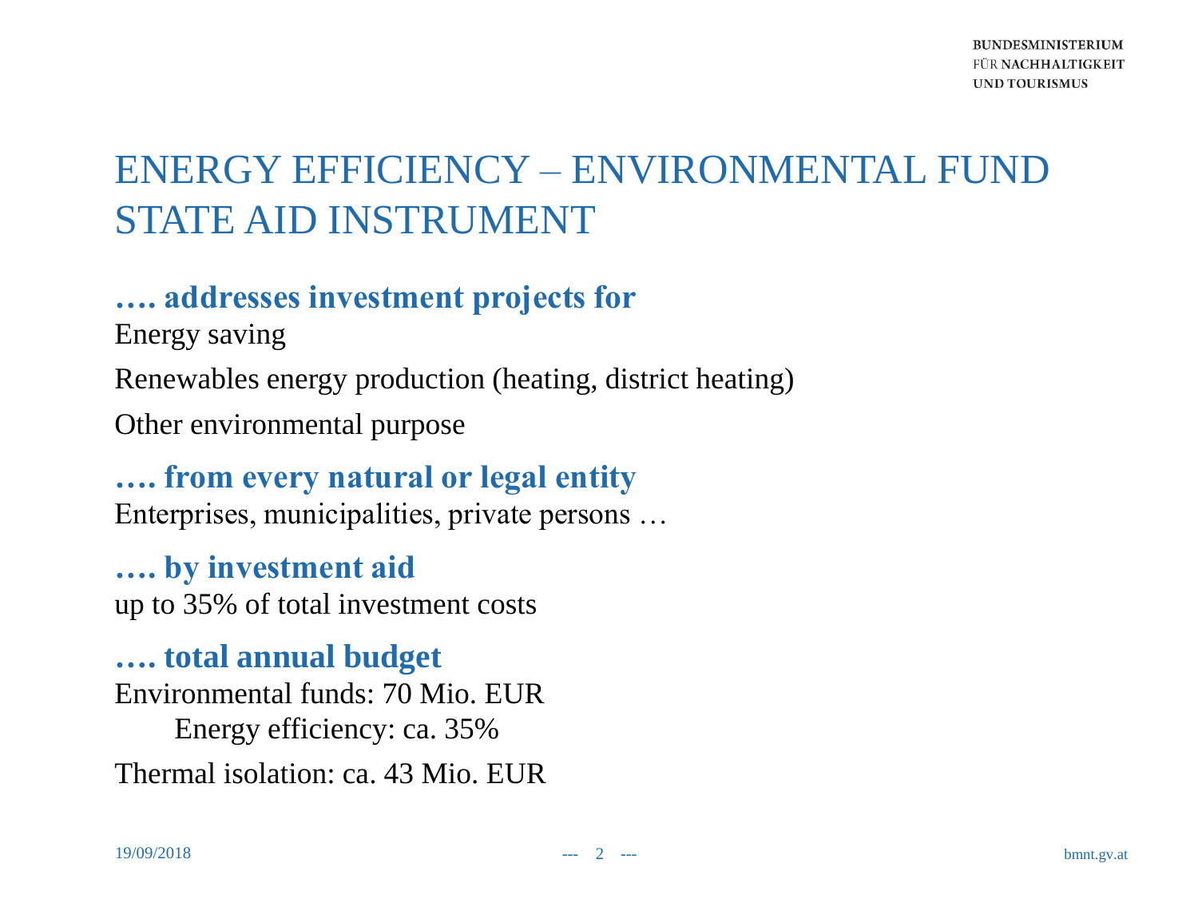# ENERGY EFFICIENCY – ENVIRONMENTAL FUND STATE AID INSTRUMENT

## …. addresses investment projects for

Energy saving

Renewables energy production (heating, district heating)

Other environmental purpose

## …. from every natural or legal entity

Enterprises, municipalities, private persons …

## …. by investment aid

up to 35% of total investment costs

## …. total annual budget

Environmental funds: 70 Mio. EUR

- Energy efficiency: ca. 35%

Thermal isolation: ca. 43 Mio. EUR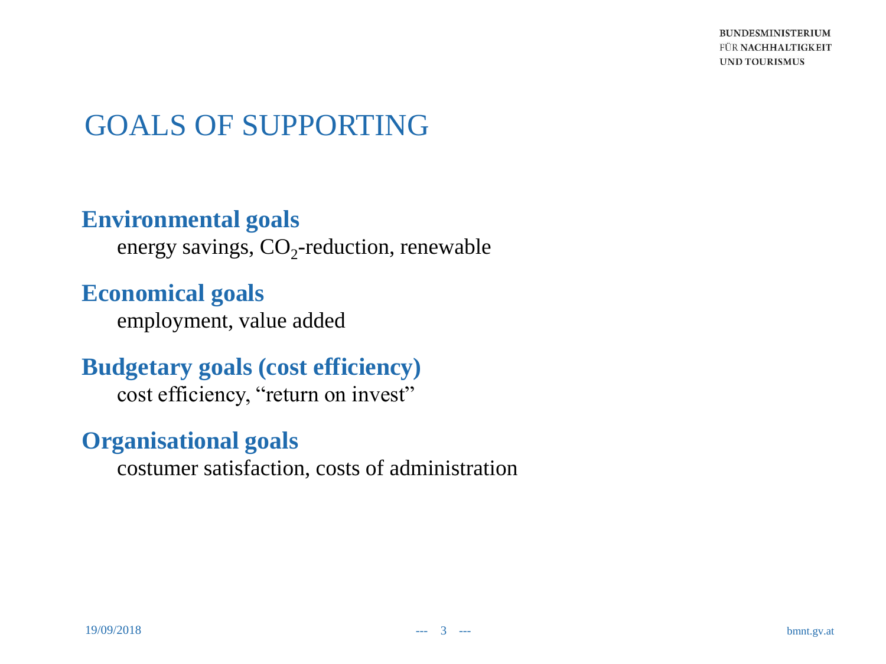# GOALS OF SUPPORTING

## Environmental goals

energy savings, $CO_2$-reduction, renewable

## Economical goals

employment, value added

## Budgetary goals (cost efficiency)

cost efficiency, “return on invest”

## Organisational goals

costumer satisfaction, costs of administration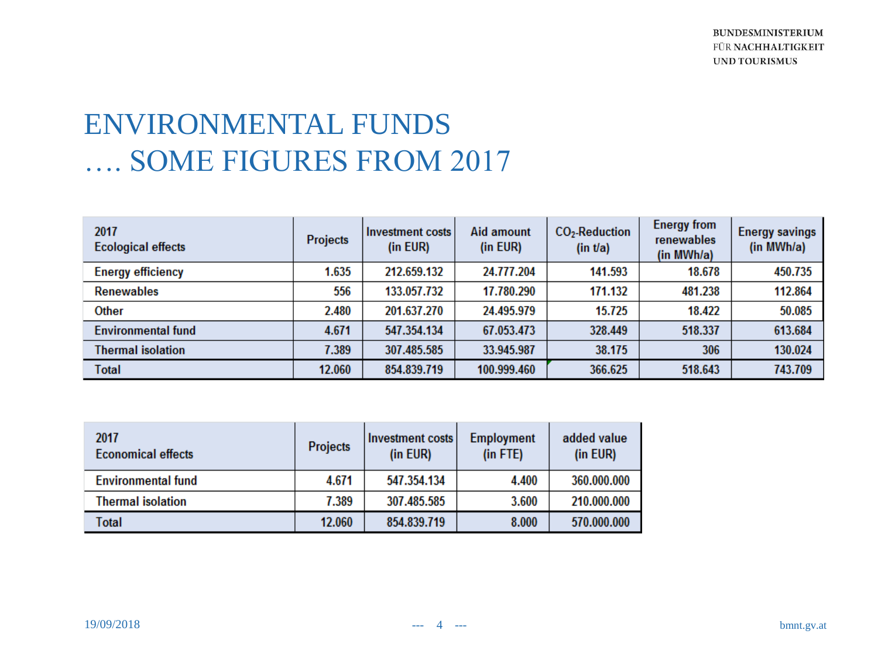# ENVIRONMENTAL FUNDS
# …. SOME FIGURES FROM 2017

| 2017 Ecological effects | Projects | Investment costs (in EUR) | Aid amount (in EUR) | $CO_2$-Reduction (in t/a) | Energy from renewables (in MWh/a) | Energy savings (in MWh/a) |
| --- | --- | --- | --- | --- | --- | --- |
| Energy efficiency | 1.635 | 212.659.132 | 24.777.204 | 141.593 | 18.678 | 450.735 |
| Renewables | 556 | 133.057.732 | 17.780.290 | 171.132 | 481.238 | 112.864 |
| Other | 2.480 | 201.637.270 | 24.495.979 | 15.725 | 18.422 | 50.085 |
| Environmental fund | 4.671 | 547.354.134 | 67.053.473 | 328.449 | 518.337 | 613.684 |
| Thermal isolation | 7.389 | 307.485.585 | 33.945.987 | 38.175 | 306 | 130.024 |
| Total | 12.060 | 854.839.719 | 100.999.460 | 366.625 | 518.643 | 743.709 |

| 2017 Economical effects | Projects | Investment costs (in EUR) | Employment (in FTE) | added value (in EUR) |
| --- | --- | --- | --- | --- |
| Environmental fund | 4.671 | 547.354.134 | 4.400 | 360.000.000 |
| Thermal isolation | 7.389 | 307.485.585 | 3.600 | 210.000.000 |
| Total | 12.060 | 854.839.719 | 8.000 | 570.000.000 |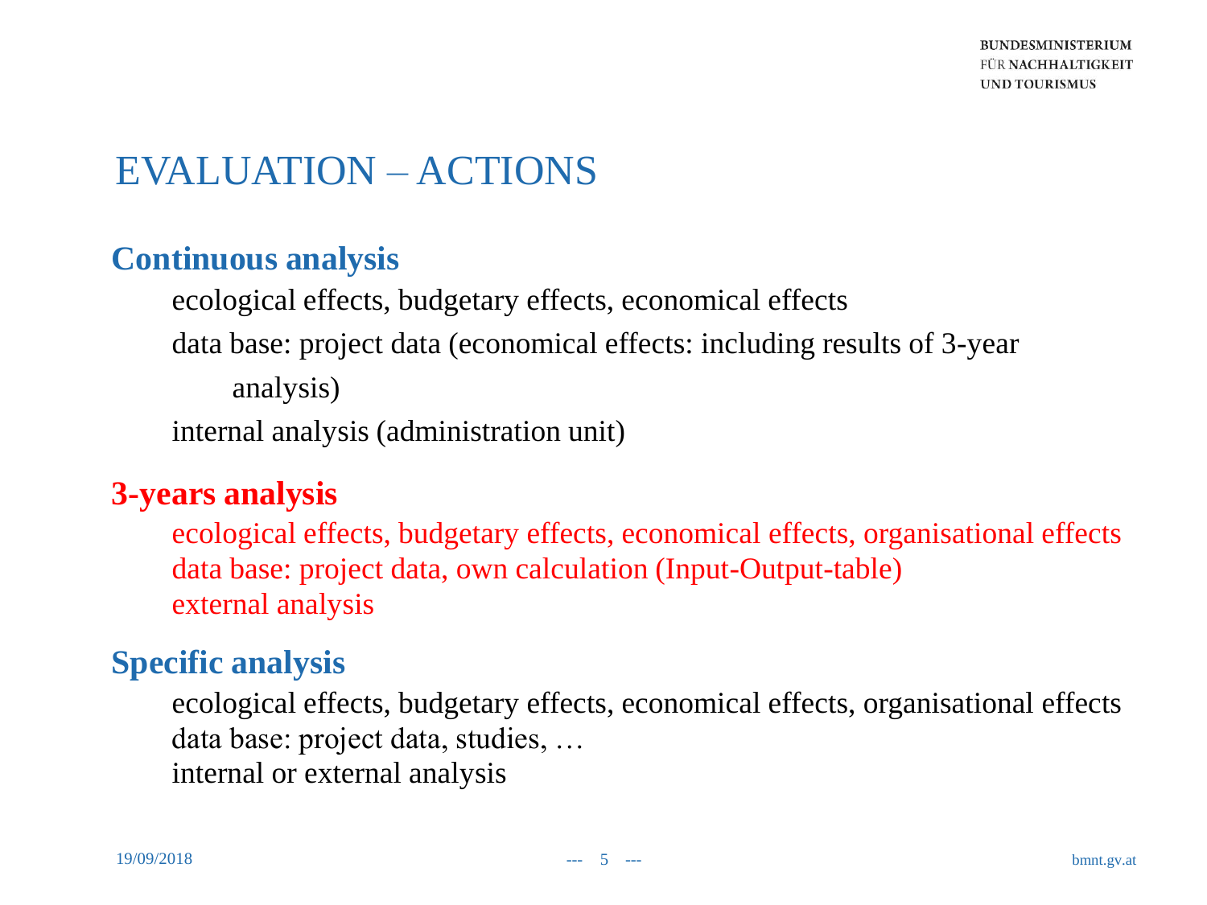# EVALUATION – ACTIONS

## Continuous analysis

ecological effects, budgetary effects, economical effects

data base: project data (economical effects: including results of 3-year analysis)

internal analysis (administration unit)

## 3-years analysis

ecological effects, budgetary effects, economical effects, organisational effects

data base: project data, own calculation (Input-Output-table)

external analysis

## Specific analysis

ecological effects, budgetary effects, economical effects, organisational effects

data base: project data, studies, …

internal or external analysis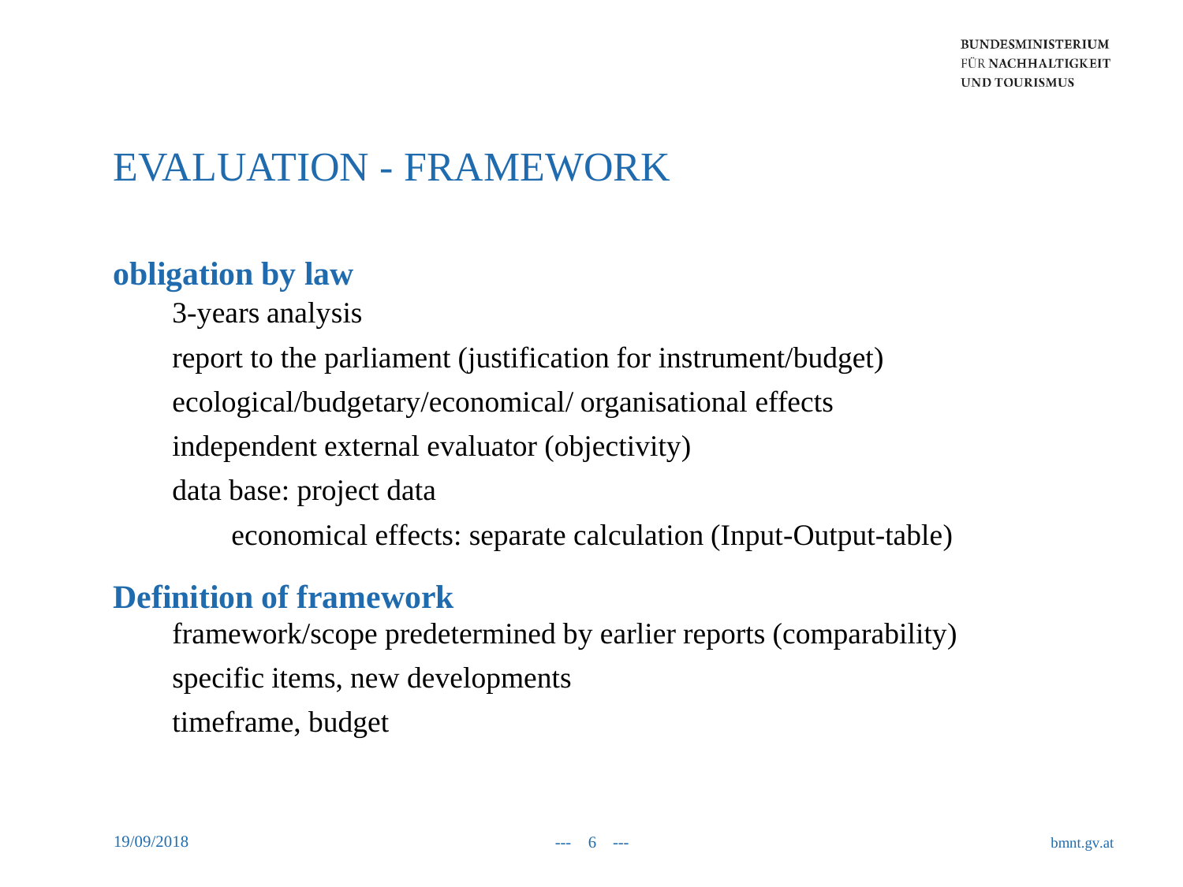# EVALUATION - FRAMEWORK

## obligation by law

- 3-years analysis
- report to the parliament (justification for instrument/budget)
- ecological/budgetary/economical/ organisational effects
- independent external evaluator (objectivity)
- data base: project data
  - economical effects: separate calculation (Input-Output-table)

## Definition of framework

- framework/scope predetermined by earlier reports (comparability)
- specific items, new developments
- timeframe, budget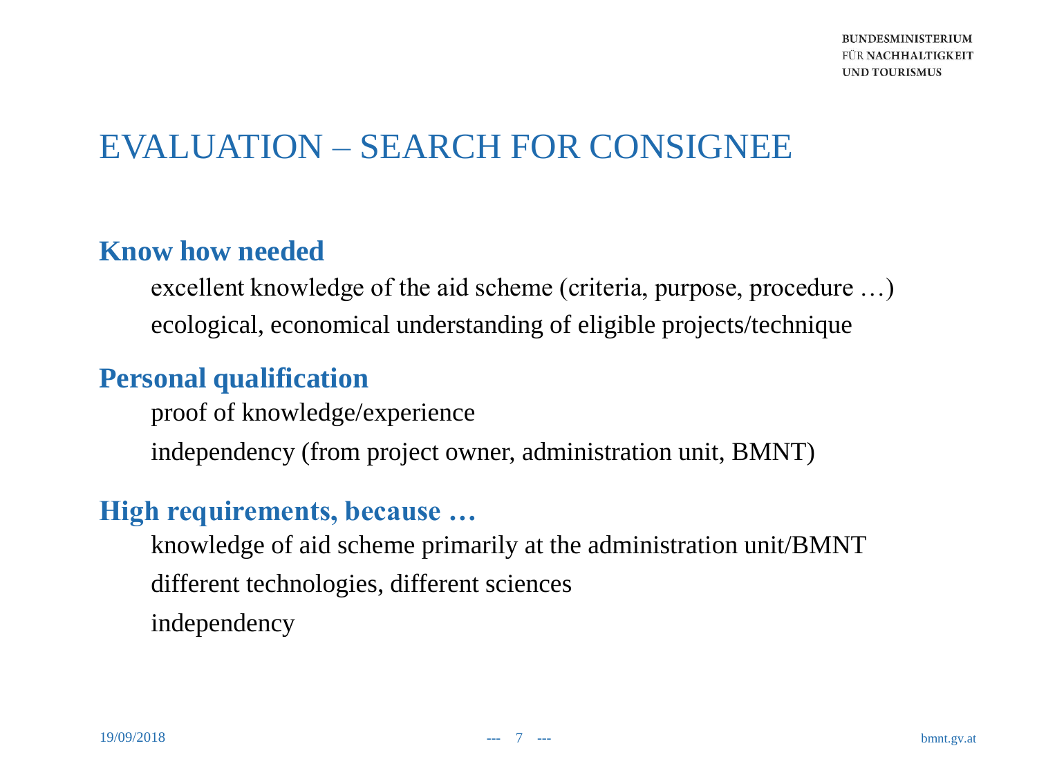# EVALUATION – SEARCH FOR CONSIGNEE

## Know how needed

excellent knowledge of the aid scheme (criteria, purpose, procedure …)

ecological, economical understanding of eligible projects/technique

## Personal qualification

proof of knowledge/experience

independency (from project owner, administration unit, BMNT)

## High requirements, because …

knowledge of aid scheme primarily at the administration unit/BMNT

different technologies, different sciences

independency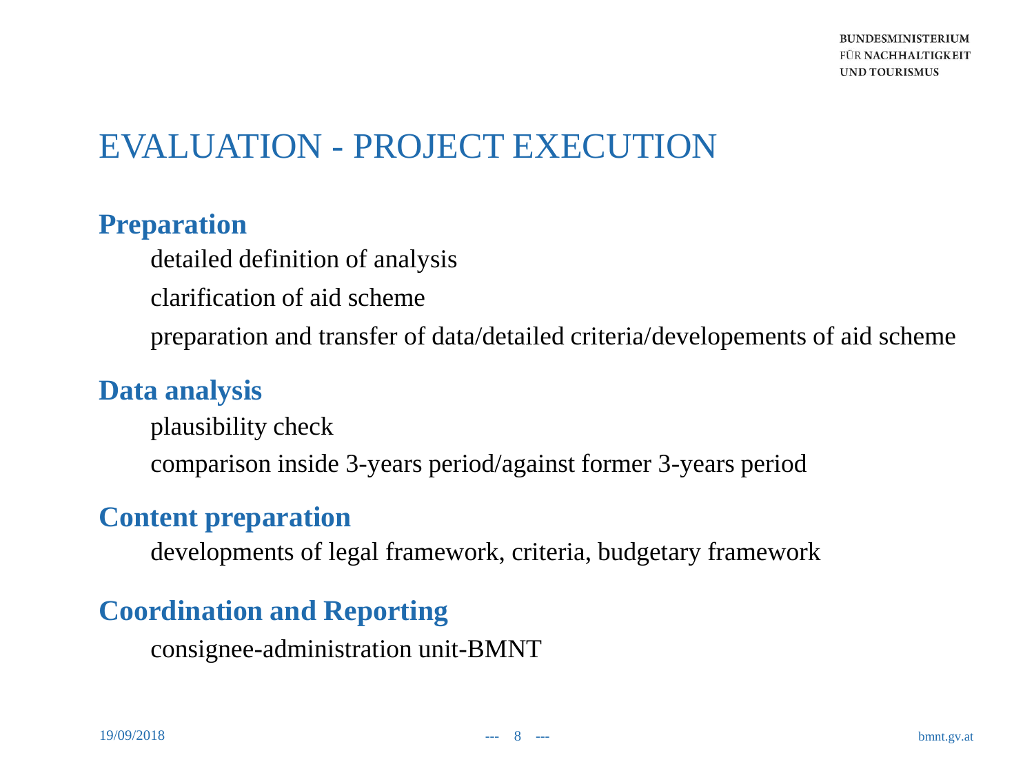# EVALUATION - PROJECT EXECUTION

## Preparation

detailed definition of analysis

clarification of aid scheme

preparation and transfer of data/detailed criteria/developements of aid scheme

## Data analysis

plausibility check

comparison inside 3-years period/against former 3-years period

## Content preparation

developments of legal framework, criteria, budgetary framework

## Coordination and Reporting

consignee-administration unit-BMNT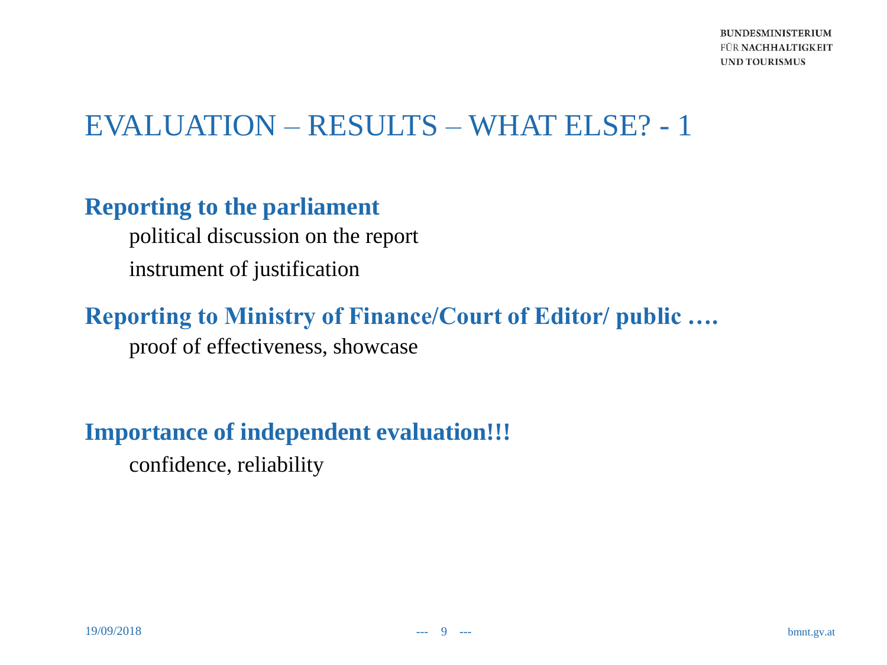# EVALUATION – RESULTS – WHAT ELSE? - 1

**Reporting to the parliament**

political discussion on the report

instrument of justification

**Reporting to Ministry of Finance/Court of Editor/ public ….**

proof of effectiveness, showcase

**Importance of independent evaluation!!!**

confidence, reliability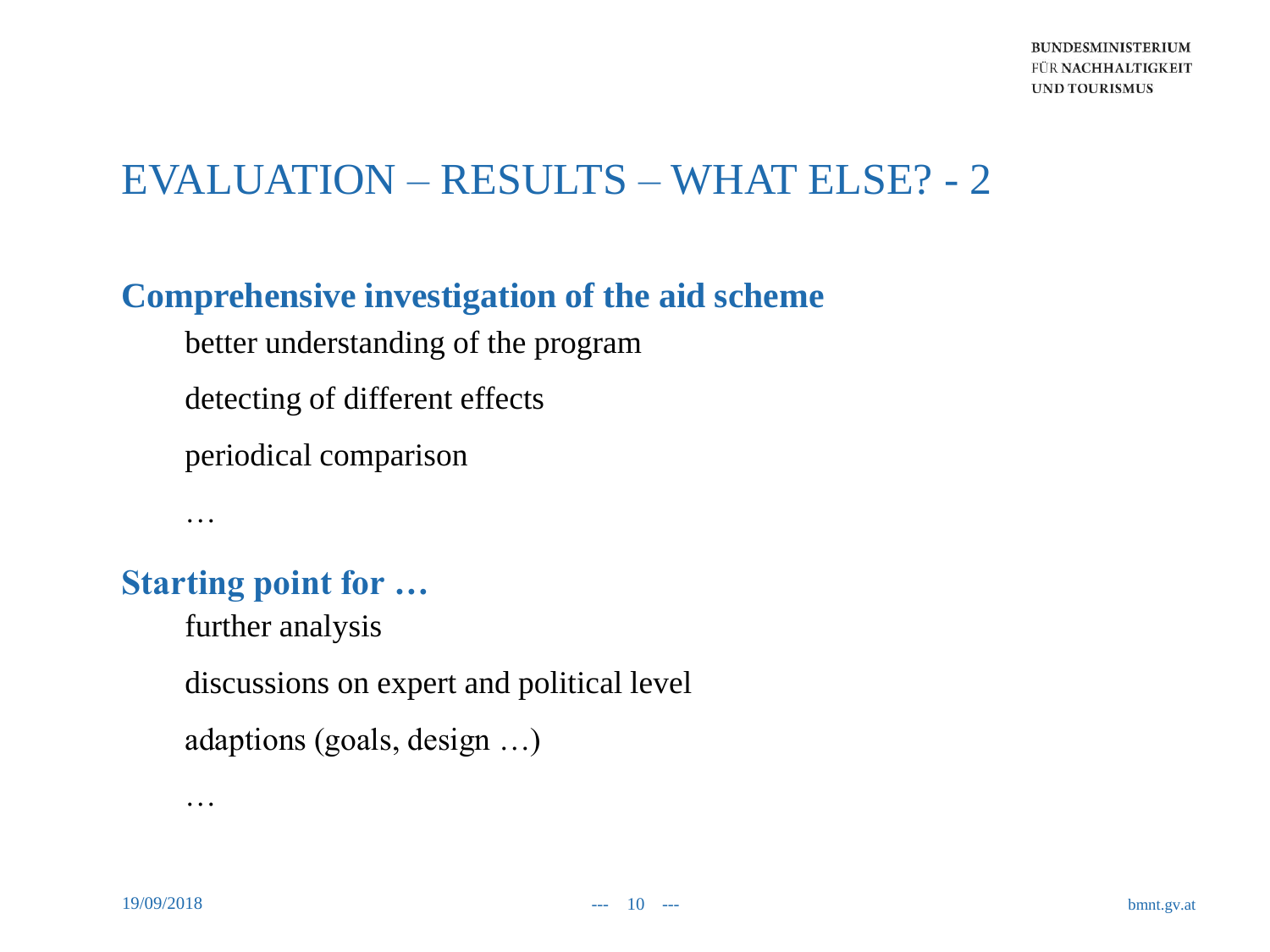# EVALUATION – RESULTS – WHAT ELSE? - 2

## Comprehensive investigation of the aid scheme

better understanding of the program

detecting of different effects

periodical comparison

…

## Starting point for …

further analysis

discussions on expert and political level

adaptions (goals, design …)

…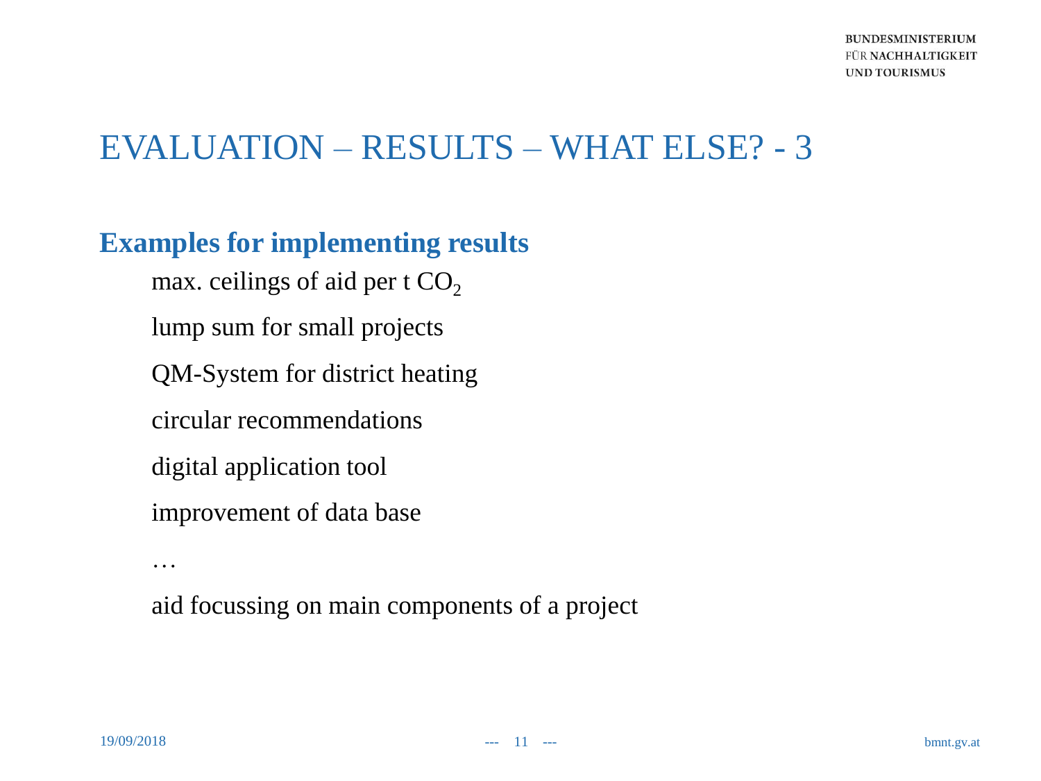# EVALUATION – RESULTS – WHAT ELSE? - 3

## Examples for implementing results

max. ceilings of aid per t $CO_2$

lump sum for small projects

QM-System for district heating

circular recommendations

digital application tool

improvement of data base

…

aid focussing on main components of a project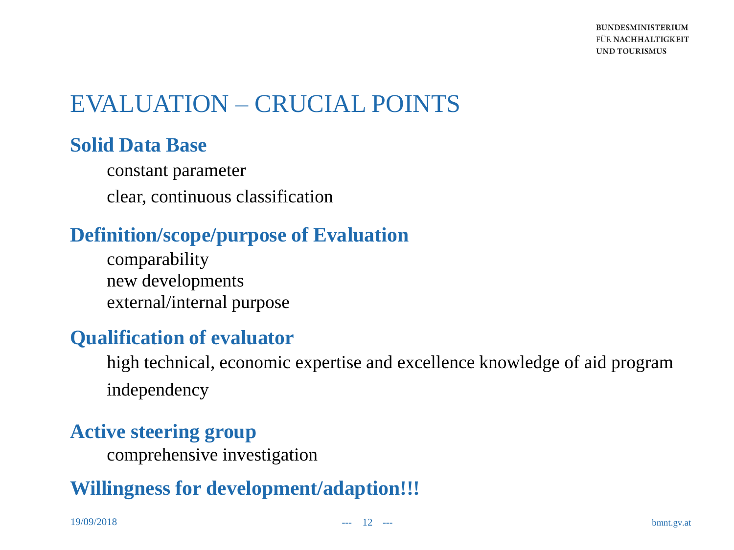# EVALUATION – CRUCIAL POINTS

## Solid Data Base

constant parameter

clear, continuous classification

## Definition/scope/purpose of Evaluation

comparability
new developments
external/internal purpose

## Qualification of evaluator

high technical, economic expertise and excellence knowledge of aid program

independency

## Active steering group

comprehensive investigation

## Willingness for development/adaption!!!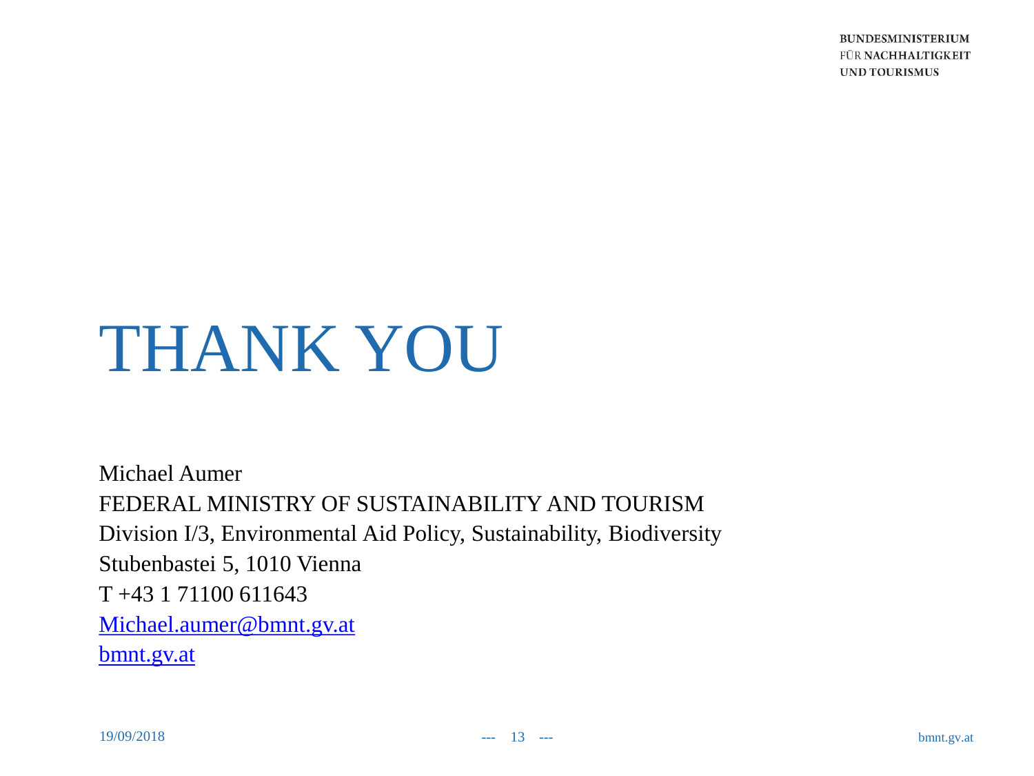BUNDESMINISTERIUM
FÜR NACHHALTIGKEIT
UND TOURISMUS

# THANK YOU

Michael Aumer
FEDERAL MINISTRY OF SUSTAINABILITY AND TOURISM
Division I/3, Environmental Aid Policy, Sustainability, Biodiversity
Stubenbastei 5, 1010 Vienna
T +43 1 71100 611643
Michael.aumer@bmnt.gv.at
bmnt.gv.at